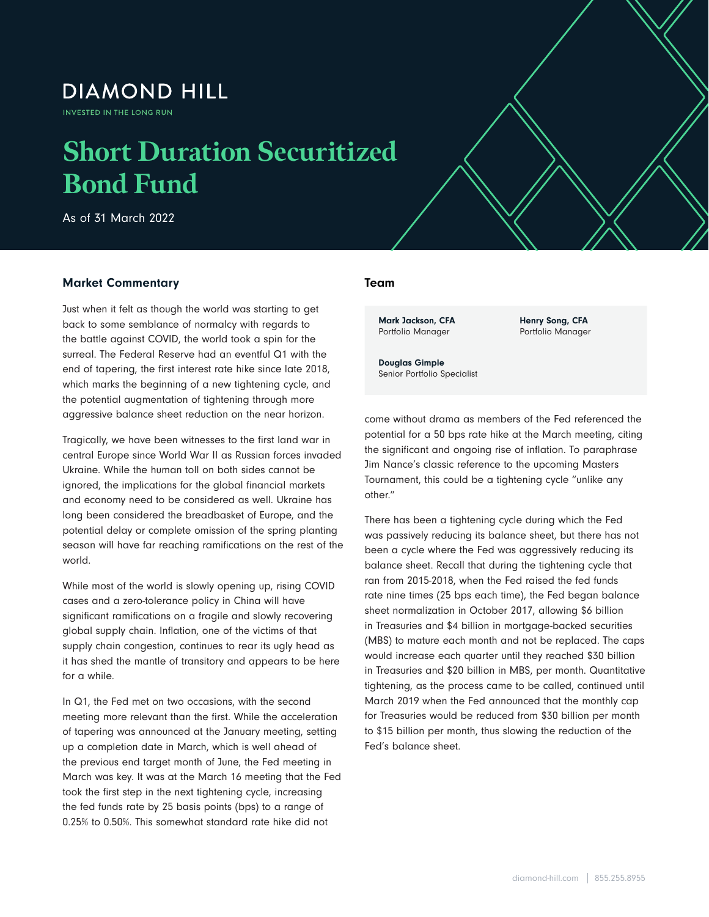DIAMOND HILL

INVESTED IN THE LONG RUN

# Short Duration Securitized Bond Fund

As of 31 March 2022

## Market Commentary

Just when it felt as though the world was starting to get back to some semblance of normalcy with regards to the battle against COVID, the world took a spin for the surreal. The Federal Reserve had an eventful Q1 with the end of tapering, the first interest rate hike since late 2018, which marks the beginning of a new tightening cycle, and the potential augmentation of tightening through more aggressive balance sheet reduction on the near horizon.

Tragically, we have been witnesses to the first land war in central Europe since World War II as Russian forces invaded Ukraine. While the human toll on both sides cannot be ignored, the implications for the global financial markets and economy need to be considered as well. Ukraine has long been considered the breadbasket of Europe, and the potential delay or complete omission of the spring planting season will have far reaching ramifications on the rest of the world.

While most of the world is slowly opening up, rising COVID cases and a zero-tolerance policy in China will have significant ramifications on a fragile and slowly recovering global supply chain. Inflation, one of the victims of that supply chain congestion, continues to rear its ugly head as it has shed the mantle of transitory and appears to be here for a while.

In Q1, the Fed met on two occasions, with the second meeting more relevant than the first. While the acceleration of tapering was announced at the January meeting, setting up a completion date in March, which is well ahead of the previous end target month of June, the Fed meeting in March was key. It was at the March 16 meeting that the Fed took the first step in the next tightening cycle, increasing the fed funds rate by 25 basis points (bps) to a range of 0.25% to 0.50%. This somewhat standard rate hike did not come without drama as members of the Fed referenced the potential for a 50 bps rate hike at the March meeting, citing the significant and ongoing rise of inflation. To paraphrase Jim Nance's classic reference to the upcoming Masters Tournament, this could be a tightening cycle "unlike any other."

There has been a tightening cycle during which the Fed was passively reducing its balance sheet, but there has not been a cycle where the Fed was aggressively reducing its balance sheet. Recall that during the tightening cycle that ran from 2015-2018, when the Fed raised the fed funds rate nine times (25 bps each time), the Fed began balance sheet normalization in October 2017, allowing $6 billion in Treasuries and $4 billion in mortgage-backed securities (MBS) to mature each month and not be replaced. The caps would increase each quarter until they reached $30 billion in Treasuries and $20 billion in MBS, per month. Quantitative tightening, as the process came to be called, continued until March 2019 when the Fed announced that the monthly cap for Treasuries would be reduced from $30 billion per month to $15 billion per month, thus slowing the reduction of the Fed's balance sheet.

## Team

**Mark Jackson, CFA**
Portfolio Manager

**Henry Song, CFA**
Portfolio Manager

**Douglas Gimple**
Senior Portfolio Specialist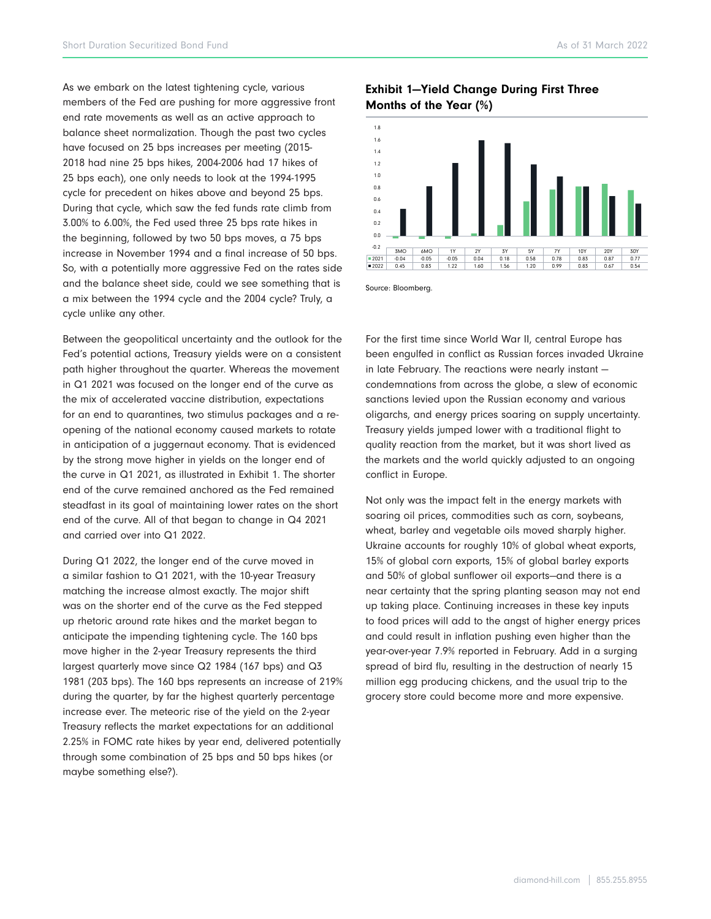As we embark on the latest tightening cycle, various members of the Fed are pushing for more aggressive front end rate movements as well as an active approach to balance sheet normalization. Though the past two cycles have focused on 25 bps increases per meeting (2015-2018 had nine 25 bps hikes, 2004-2006 had 17 hikes of 25 bps each), one only needs to look at the 1994-1995 cycle for precedent on hikes above and beyond 25 bps. During that cycle, which saw the fed funds rate climb from 3.00% to 6.00%, the Fed used three 25 bps rate hikes in the beginning, followed by two 50 bps moves, a 75 bps increase in November 1994 and a final increase of 50 bps. So, with a potentially more aggressive Fed on the rates side and the balance sheet side, could we see something that is a mix between the 1994 cycle and the 2004 cycle? Truly, a cycle unlike any other.

Between the geopolitical uncertainty and the outlook for the Fed's potential actions, Treasury yields were on a consistent path higher throughout the quarter. Whereas the movement in Q1 2021 was focused on the longer end of the curve as the mix of accelerated vaccine distribution, expectations for an end to quarantines, two stimulus packages and a re-opening of the national economy caused markets to rotate in anticipation of a juggernaut economy. That is evidenced by the strong move higher in yields on the longer end of the curve in Q1 2021, as illustrated in Exhibit 1. The shorter end of the curve remained anchored as the Fed remained steadfast in its goal of maintaining lower rates on the short end of the curve. All of that began to change in Q4 2021 and carried over into Q1 2022.

During Q1 2022, the longer end of the curve moved in a similar fashion to Q1 2021, with the 10-year Treasury matching the increase almost exactly. The major shift was on the shorter end of the curve as the Fed stepped up rhetoric around rate hikes and the market began to anticipate the impending tightening cycle. The 160 bps move higher in the 2-year Treasury represents the third largest quarterly move since Q2 1984 (167 bps) and Q3 1981 (203 bps). The 160 bps represents an increase of 219% during the quarter, by far the highest quarterly percentage increase ever. The meteoric rise of the yield on the 2-year Treasury reflects the market expectations for an additional 2.25% in FOMC rate hikes by year end, delivered potentially through some combination of 25 bps and 50 bps hikes (or maybe something else?).

### Exhibit 1—Yield Change During First Three Months of the Year (%)

| | 3MO | 6MO | 1Y | 2Y | 3Y | 5Y | 7Y | 10Y | 20Y | 30Y |
|---|---|---|---|---|---|---|---|---|---|---|
| 2021 | -0.04 | -0.05 | -0.05 | 0.04 | 0.18 | 0.58 | 0.78 | 0.83 | 0.87 | 0.77 |
| 2022 | 0.45 | 0.83 | 1.22 | 1.60 | 1.56 | 1.20 | 0.99 | 0.83 | 0.67 | 0.54 |

Source: Bloomberg.

For the first time since World War II, central Europe has been engulfed in conflict as Russian forces invaded Ukraine in late February. The reactions were nearly instant — condemnations from across the globe, a slew of economic sanctions levied upon the Russian economy and various oligarchs, and energy prices soaring on supply uncertainty. Treasury yields jumped lower with a traditional flight to quality reaction from the market, but it was short lived as the markets and the world quickly adjusted to an ongoing conflict in Europe.

Not only was the impact felt in the energy markets with soaring oil prices, commodities such as corn, soybeans, wheat, barley and vegetable oils moved sharply higher. Ukraine accounts for roughly 10% of global wheat exports, 15% of global corn exports, 15% of global barley exports and 50% of global sunflower oil exports—and there is a near certainty that the spring planting season may not end up taking place. Continuing increases in these key inputs to food prices will add to the angst of higher energy prices and could result in inflation pushing even higher than the year-over-year 7.9% reported in February. Add in a surging spread of bird flu, resulting in the destruction of nearly 15 million egg producing chickens, and the usual trip to the grocery store could become more and more expensive.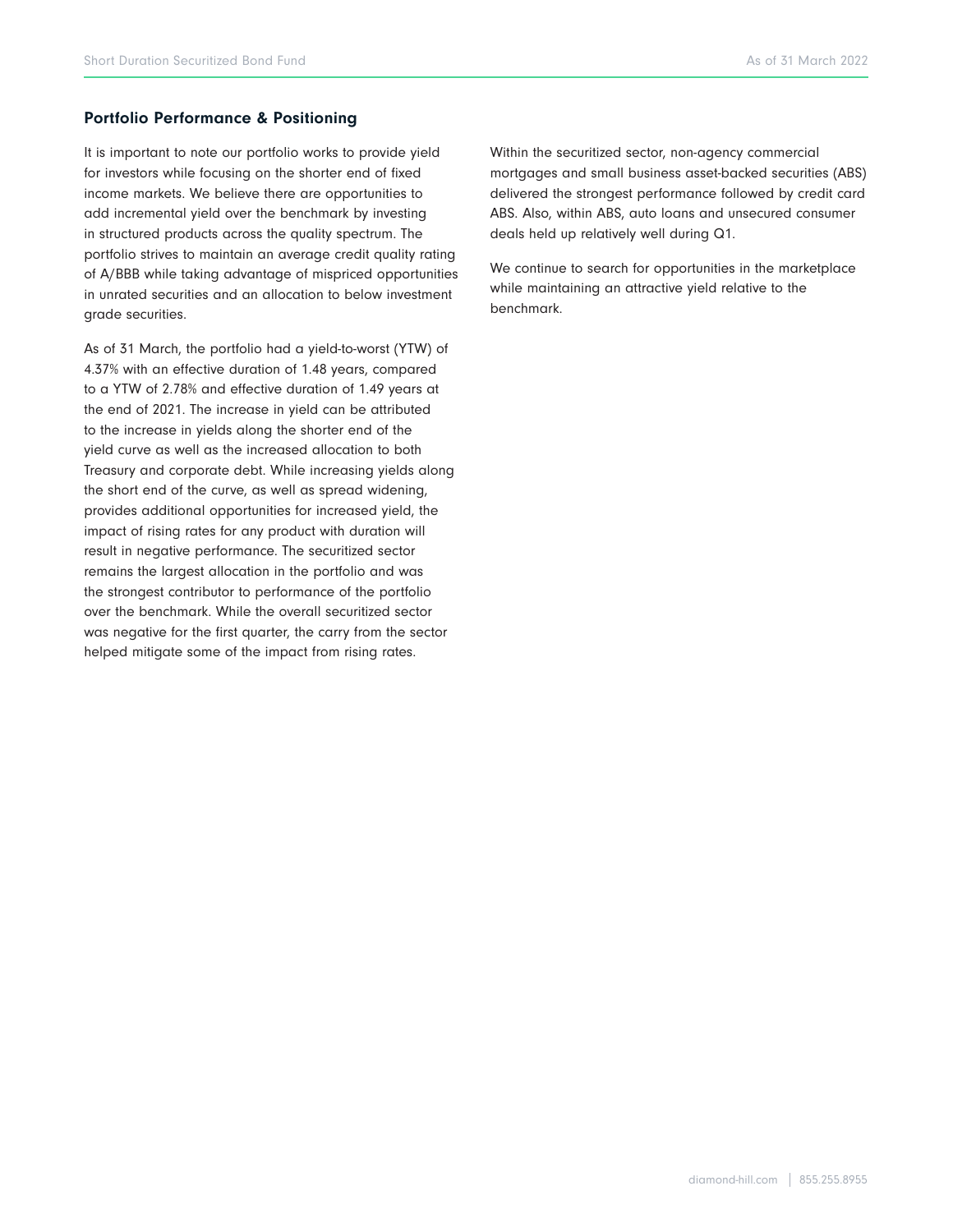## Portfolio Performance & Positioning

It is important to note our portfolio works to provide yield for investors while focusing on the shorter end of fixed income markets. We believe there are opportunities to add incremental yield over the benchmark by investing in structured products across the quality spectrum. The portfolio strives to maintain an average credit quality rating of A/BBB while taking advantage of mispriced opportunities in unrated securities and an allocation to below investment grade securities.

As of 31 March, the portfolio had a yield-to-worst (YTW) of 4.37% with an effective duration of 1.48 years, compared to a YTW of 2.78% and effective duration of 1.49 years at the end of 2021. The increase in yield can be attributed to the increase in yields along the shorter end of the yield curve as well as the increased allocation to both Treasury and corporate debt. While increasing yields along the short end of the curve, as well as spread widening, provides additional opportunities for increased yield, the impact of rising rates for any product with duration will result in negative performance. The securitized sector remains the largest allocation in the portfolio and was the strongest contributor to performance of the portfolio over the benchmark. While the overall securitized sector was negative for the first quarter, the carry from the sector helped mitigate some of the impact from rising rates.

Within the securitized sector, non-agency commercial mortgages and small business asset-backed securities (ABS) delivered the strongest performance followed by credit card ABS. Also, within ABS, auto loans and unsecured consumer deals held up relatively well during Q1.

We continue to search for opportunities in the marketplace while maintaining an attractive yield relative to the benchmark.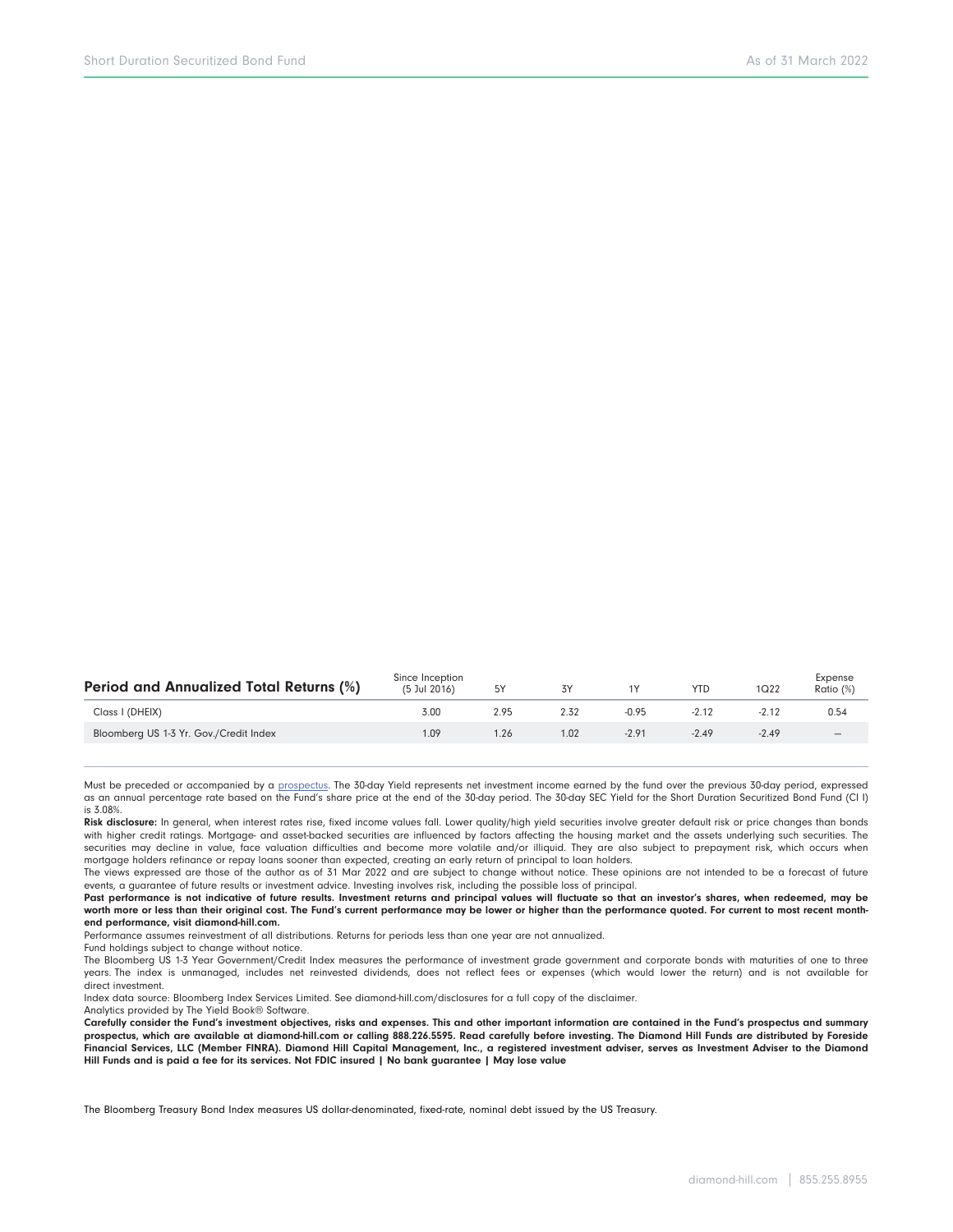| Period and Annualized Total Returns (%) | Since Inception (5 Jul 2016) | 5Y | 3Y | 1Y | YTD | 1Q22 | Expense Ratio (%) |
|---|---|---|---|---|---|---|---|
| Class I (DHEIX) | 3.00 | 2.95 | 2.32 | -0.95 | -2.12 | -2.12 | 0.54 |
| Bloomberg US 1-3 Yr. Gov./Credit Index | 1.09 | 1.26 | 1.02 | -2.91 | -2.49 | -2.49 | — |

Must be preceded or accompanied by a prospectus. The 30-day Yield represents net investment income earned by the fund over the previous 30-day period, expressed as an annual percentage rate based on the Fund's share price at the end of the 30-day period. The 30-day SEC Yield for the Short Duration Securitized Bond Fund (Cl I) is 3.08%.

**Risk disclosure:** In general, when interest rates rise, fixed income values fall. Lower quality/high yield securities involve greater default risk or price changes than bonds with higher credit ratings. Mortgage- and asset-backed securities are influenced by factors affecting the housing market and the assets underlying such securities. The securities may decline in value, face valuation difficulties and become more volatile and/or illiquid. They are also subject to prepayment risk, which occurs when mortgage holders refinance or repay loans sooner than expected, creating an early return of principal to loan holders.

The views expressed are those of the author as of 31 Mar 2022 and are subject to change without notice. These opinions are not intended to be a forecast of future events, a guarantee of future results or investment advice. Investing involves risk, including the possible loss of principal.

**Past performance is not indicative of future results. Investment returns and principal values will fluctuate so that an investor's shares, when redeemed, may be worth more or less than their original cost. The Fund's current performance may be lower or higher than the performance quoted. For current to most recent month-end performance, visit diamond-hill.com.**

Performance assumes reinvestment of all distributions. Returns for periods less than one year are not annualized.

Fund holdings subject to change without notice.

The Bloomberg US 1-3 Year Government/Credit Index measures the performance of investment grade government and corporate bonds with maturities of one to three years. The index is unmanaged, includes net reinvested dividends, does not reflect fees or expenses (which would lower the return) and is not available for direct investment.

Index data source: Bloomberg Index Services Limited. See diamond-hill.com/disclosures for a full copy of the disclaimer.

Analytics provided by The Yield Book® Software.

**Carefully consider the Fund's investment objectives, risks and expenses. This and other important information are contained in the Fund's prospectus and summary prospectus, which are available at diamond-hill.com or calling 888.226.5595. Read carefully before investing. The Diamond Hill Funds are distributed by Foreside Financial Services, LLC (Member FINRA). Diamond Hill Capital Management, Inc., a registered investment adviser, serves as Investment Adviser to the Diamond Hill Funds and is paid a fee for its services. Not FDIC insured | No bank guarantee | May lose value**

The Bloomberg Treasury Bond Index measures US dollar-denominated, fixed-rate, nominal debt issued by the US Treasury.